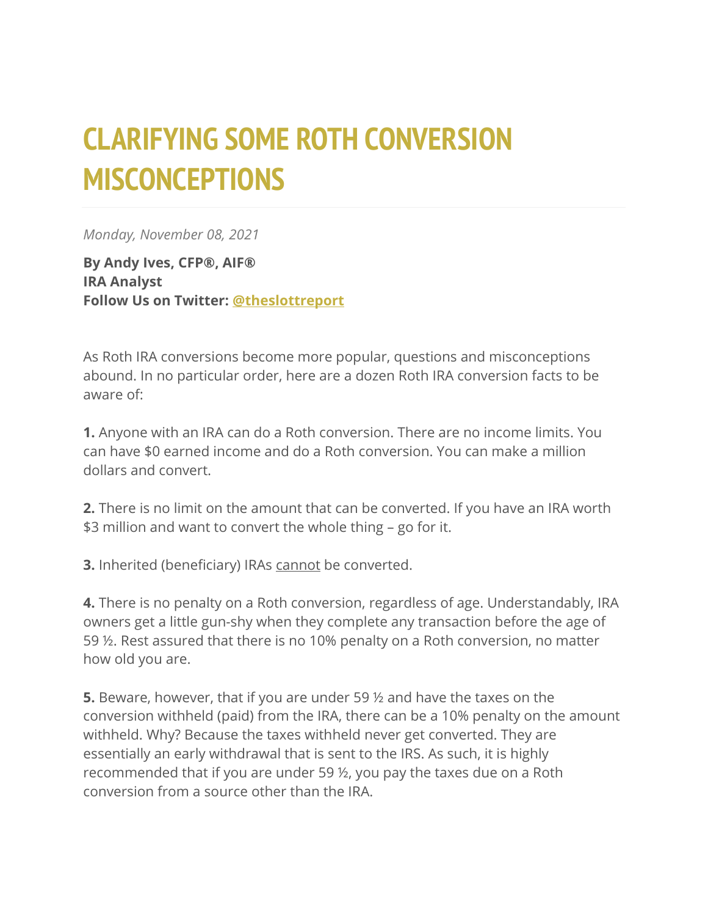# CLARIFYING SOME ROTH CONVERSION MISCONCEPTIONS

*Monday, November 08, 2021*

**By Andy Ives, CFP®, AIF®**
**IRA Analyst**
**Follow Us on Twitter: @theslottreport**

As Roth IRA conversions become more popular, questions and misconceptions abound. In no particular order, here are a dozen Roth IRA conversion facts to be aware of:

**1.** Anyone with an IRA can do a Roth conversion. There are no income limits. You can have $0 earned income and do a Roth conversion. You can make a million dollars and convert.

**2.** There is no limit on the amount that can be converted. If you have an IRA worth $3 million and want to convert the whole thing – go for it.

**3.** Inherited (beneficiary) IRAs cannot be converted.

**4.** There is no penalty on a Roth conversion, regardless of age. Understandably, IRA owners get a little gun-shy when they complete any transaction before the age of 59 ½. Rest assured that there is no 10% penalty on a Roth conversion, no matter how old you are.

**5.** Beware, however, that if you are under 59 ½ and have the taxes on the conversion withheld (paid) from the IRA, there can be a 10% penalty on the amount withheld. Why? Because the taxes withheld never get converted. They are essentially an early withdrawal that is sent to the IRS. As such, it is highly recommended that if you are under 59 ½, you pay the taxes due on a Roth conversion from a source other than the IRA.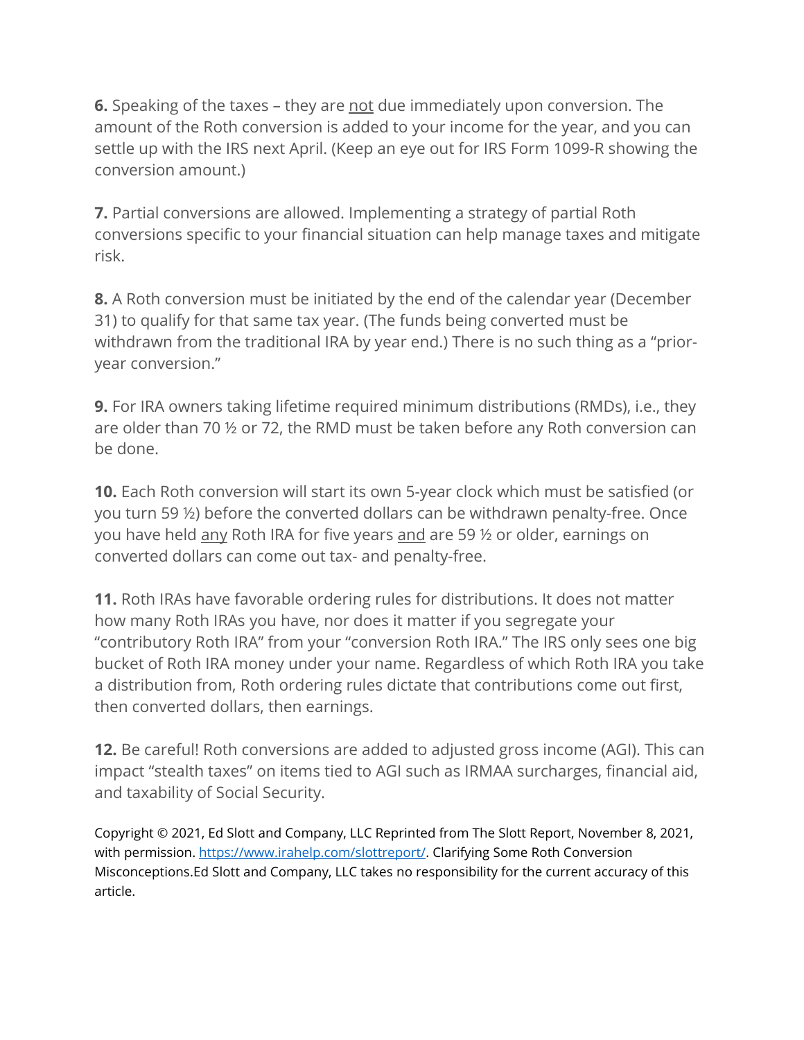**6.** Speaking of the taxes – they are <u>not</u> due immediately upon conversion. The amount of the Roth conversion is added to your income for the year, and you can settle up with the IRS next April. (Keep an eye out for IRS Form 1099-R showing the conversion amount.)

**7.** Partial conversions are allowed. Implementing a strategy of partial Roth conversions specific to your financial situation can help manage taxes and mitigate risk.

**8.** A Roth conversion must be initiated by the end of the calendar year (December 31) to qualify for that same tax year. (The funds being converted must be withdrawn from the traditional IRA by year end.) There is no such thing as a "prior-year conversion."

**9.** For IRA owners taking lifetime required minimum distributions (RMDs), i.e., they are older than 70 ½ or 72, the RMD must be taken before any Roth conversion can be done.

**10.** Each Roth conversion will start its own 5-year clock which must be satisfied (or you turn 59 ½) before the converted dollars can be withdrawn penalty-free. Once you have held <u>any</u> Roth IRA for five years <u>and</u> are 59 ½ or older, earnings on converted dollars can come out tax- and penalty-free.

**11.** Roth IRAs have favorable ordering rules for distributions. It does not matter how many Roth IRAs you have, nor does it matter if you segregate your "contributory Roth IRA" from your "conversion Roth IRA." The IRS only sees one big bucket of Roth IRA money under your name. Regardless of which Roth IRA you take a distribution from, Roth ordering rules dictate that contributions come out first, then converted dollars, then earnings.

**12.** Be careful! Roth conversions are added to adjusted gross income (AGI). This can impact "stealth taxes" on items tied to AGI such as IRMAA surcharges, financial aid, and taxability of Social Security.

Copyright © 2021, Ed Slott and Company, LLC Reprinted from The Slott Report, November 8, 2021, with permission. [https://www.irahelp.com/slottreport/](https://www.irahelp.com/slottreport/). Clarifying Some Roth Conversion Misconceptions.Ed Slott and Company, LLC takes no responsibility for the current accuracy of this article.